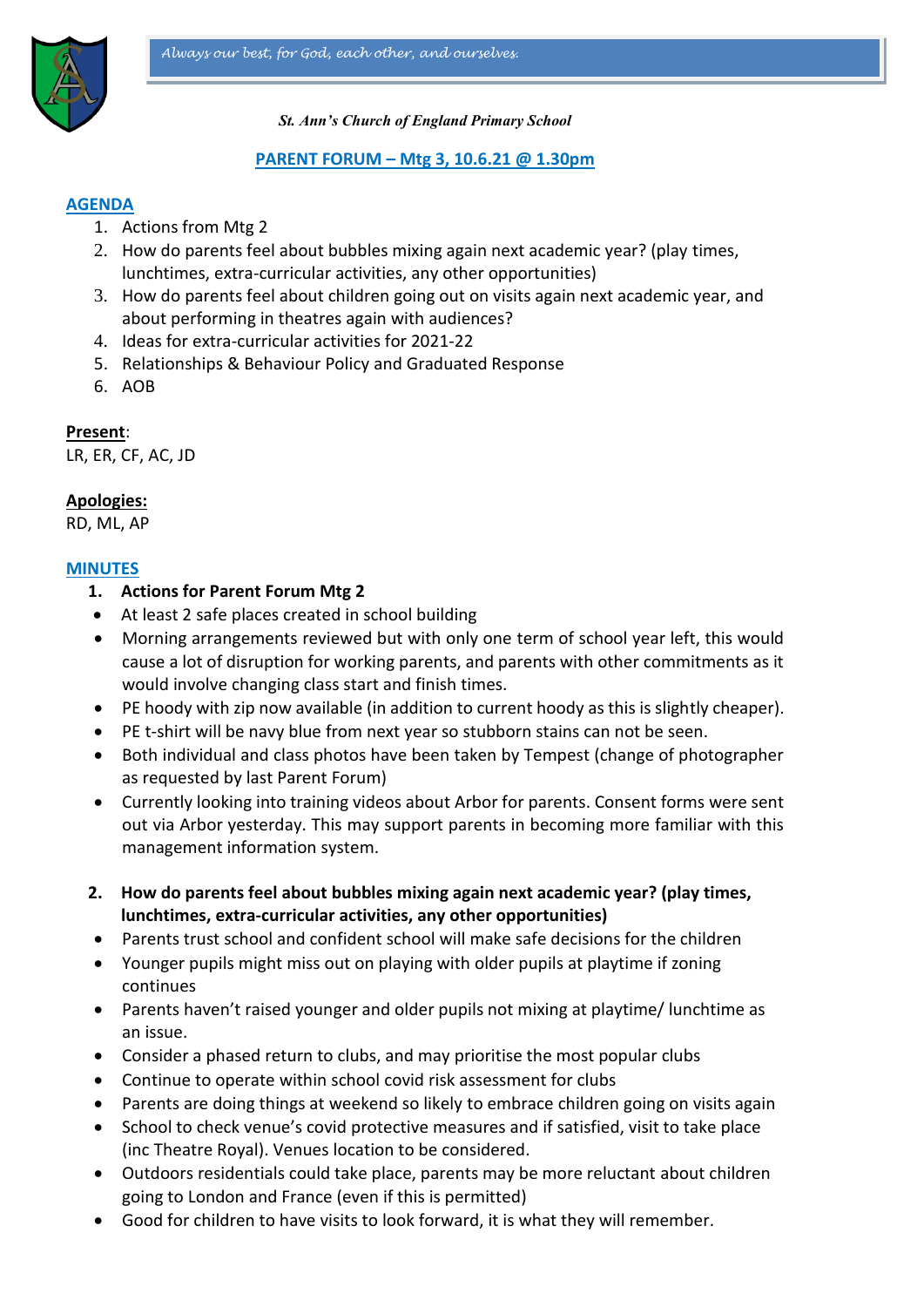*Always our best, for God, each other, and ourselves.*

***St. Ann's Church of England Primary School***

## PARENT FORUM – Mtg 3, 10.6.21 @ 1.30pm

### AGENDA

1. Actions from Mtg 2
2. How do parents feel about bubbles mixing again next academic year? (play times, lunchtimes, extra-curricular activities, any other opportunities)
3. How do parents feel about children going out on visits again next academic year, and about performing in theatres again with audiences?
4. Ideas for extra-curricular activities for 2021-22
5. Relationships & Behaviour Policy and Graduated Response
6. AOB

**Present**:
LR, ER, CF, AC, JD

**Apologies:**
RD, ML, AP

### MINUTES

**1. Actions for Parent Forum Mtg 2**

- At least 2 safe places created in school building
- Morning arrangements reviewed but with only one term of school year left, this would cause a lot of disruption for working parents, and parents with other commitments as it would involve changing class start and finish times.
- PE hoody with zip now available (in addition to current hoody as this is slightly cheaper).
- PE t-shirt will be navy blue from next year so stubborn stains can not be seen.
- Both individual and class photos have been taken by Tempest (change of photographer as requested by last Parent Forum)
- Currently looking into training videos about Arbor for parents. Consent forms were sent out via Arbor yesterday. This may support parents in becoming more familiar with this management information system.

**2. How do parents feel about bubbles mixing again next academic year? (play times, lunchtimes, extra-curricular activities, any other opportunities)**

- Parents trust school and confident school will make safe decisions for the children
- Younger pupils might miss out on playing with older pupils at playtime if zoning continues
- Parents haven't raised younger and older pupils not mixing at playtime/ lunchtime as an issue.
- Consider a phased return to clubs, and may prioritise the most popular clubs
- Continue to operate within school covid risk assessment for clubs
- Parents are doing things at weekend so likely to embrace children going on visits again
- School to check venue's covid protective measures and if satisfied, visit to take place (inc Theatre Royal). Venues location to be considered.
- Outdoors residentials could take place, parents may be more reluctant about children going to London and France (even if this is permitted)
- Good for children to have visits to look forward, it is what they will remember.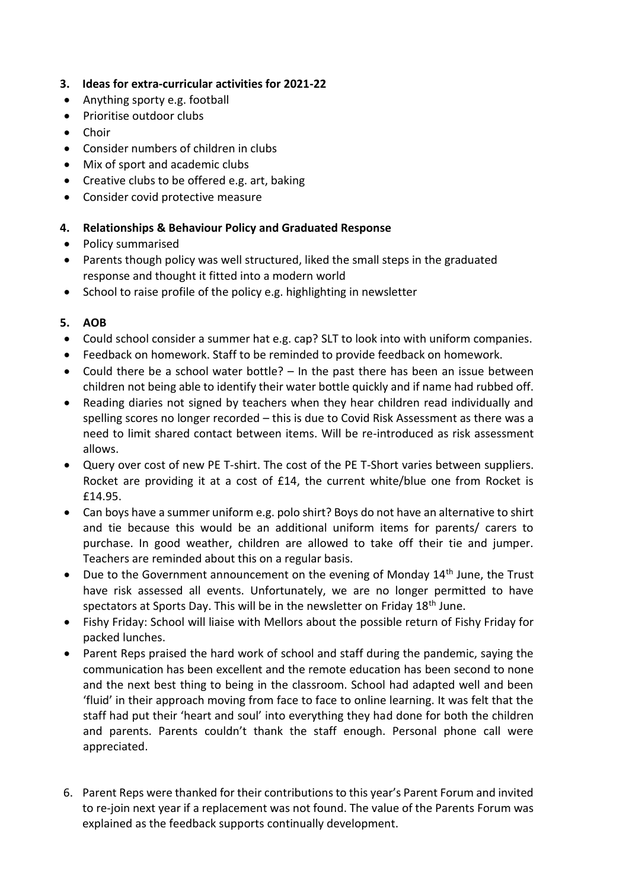### 3. Ideas for extra-curricular activities for 2021-22

- Anything sporty e.g. football
- Prioritise outdoor clubs
- Choir
- Consider numbers of children in clubs
- Mix of sport and academic clubs
- Creative clubs to be offered e.g. art, baking
- Consider covid protective measure

### 4. Relationships & Behaviour Policy and Graduated Response

- Policy summarised
- Parents though policy was well structured, liked the small steps in the graduated response and thought it fitted into a modern world
- School to raise profile of the policy e.g. highlighting in newsletter

### 5. AOB

- Could school consider a summer hat e.g. cap? SLT to look into with uniform companies.
- Feedback on homework. Staff to be reminded to provide feedback on homework.
- Could there be a school water bottle? – In the past there has been an issue between children not being able to identify their water bottle quickly and if name had rubbed off.
- Reading diaries not signed by teachers when they hear children read individually and spelling scores no longer recorded – this is due to Covid Risk Assessment as there was a need to limit shared contact between items. Will be re-introduced as risk assessment allows.
- Query over cost of new PE T-shirt. The cost of the PE T-Short varies between suppliers. Rocket are providing it at a cost of £14, the current white/blue one from Rocket is £14.95.
- Can boys have a summer uniform e.g. polo shirt? Boys do not have an alternative to shirt and tie because this would be an additional uniform items for parents/ carers to purchase. In good weather, children are allowed to take off their tie and jumper. Teachers are reminded about this on a regular basis.
- Due to the Government announcement on the evening of Monday 14th June, the Trust have risk assessed all events. Unfortunately, we are no longer permitted to have spectators at Sports Day. This will be in the newsletter on Friday 18th June.
- Fishy Friday: School will liaise with Mellors about the possible return of Fishy Friday for packed lunches.
- Parent Reps praised the hard work of school and staff during the pandemic, saying the communication has been excellent and the remote education has been second to none and the next best thing to being in the classroom. School had adapted well and been 'fluid' in their approach moving from face to face to online learning. It was felt that the staff had put their 'heart and soul' into everything they had done for both the children and parents. Parents couldn't thank the staff enough. Personal phone call were appreciated.

6. Parent Reps were thanked for their contributions to this year's Parent Forum and invited to re-join next year if a replacement was not found. The value of the Parents Forum was explained as the feedback supports continually development.